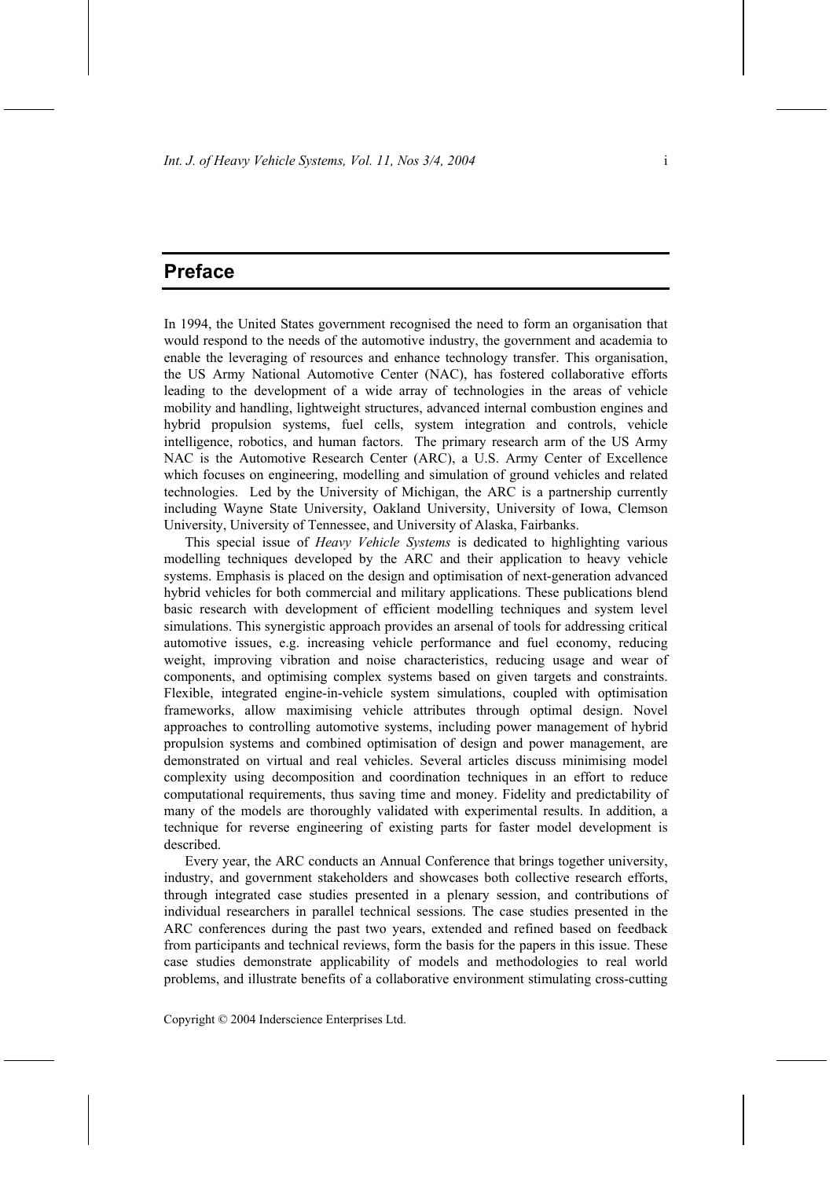# Preface

In 1994, the United States government recognised the need to form an organisation that would respond to the needs of the automotive industry, the government and academia to enable the leveraging of resources and enhance technology transfer. This organisation, the US Army National Automotive Center (NAC), has fostered collaborative efforts leading to the development of a wide array of technologies in the areas of vehicle mobility and handling, lightweight structures, advanced internal combustion engines and hybrid propulsion systems, fuel cells, system integration and controls, vehicle intelligence, robotics, and human factors. The primary research arm of the US Army NAC is the Automotive Research Center (ARC), a U.S. Army Center of Excellence which focuses on engineering, modelling and simulation of ground vehicles and related technologies. Led by the University of Michigan, the ARC is a partnership currently including Wayne State University, Oakland University, University of Iowa, Clemson University, University of Tennessee, and University of Alaska, Fairbanks.

This special issue of *Heavy Vehicle Systems* is dedicated to highlighting various modelling techniques developed by the ARC and their application to heavy vehicle systems. Emphasis is placed on the design and optimisation of next-generation advanced hybrid vehicles for both commercial and military applications. These publications blend basic research with development of efficient modelling techniques and system level simulations. This synergistic approach provides an arsenal of tools for addressing critical automotive issues, e.g. increasing vehicle performance and fuel economy, reducing weight, improving vibration and noise characteristics, reducing usage and wear of components, and optimising complex systems based on given targets and constraints. Flexible, integrated engine-in-vehicle system simulations, coupled with optimisation frameworks, allow maximising vehicle attributes through optimal design. Novel approaches to controlling automotive systems, including power management of hybrid propulsion systems and combined optimisation of design and power management, are demonstrated on virtual and real vehicles. Several articles discuss minimising model complexity using decomposition and coordination techniques in an effort to reduce computational requirements, thus saving time and money. Fidelity and predictability of many of the models are thoroughly validated with experimental results. In addition, a technique for reverse engineering of existing parts for faster model development is described.

Every year, the ARC conducts an Annual Conference that brings together university, industry, and government stakeholders and showcases both collective research efforts, through integrated case studies presented in a plenary session, and contributions of individual researchers in parallel technical sessions. The case studies presented in the ARC conferences during the past two years, extended and refined based on feedback from participants and technical reviews, form the basis for the papers in this issue. These case studies demonstrate applicability of models and methodologies to real world problems, and illustrate benefits of a collaborative environment stimulating cross-cutting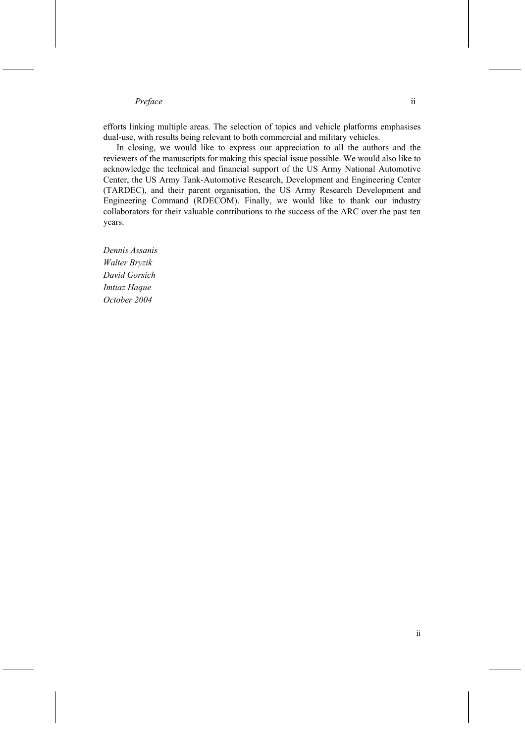efforts linking multiple areas. The selection of topics and vehicle platforms emphasises dual-use, with results being relevant to both commercial and military vehicles.

In closing, we would like to express our appreciation to all the authors and the reviewers of the manuscripts for making this special issue possible. We would also like to acknowledge the technical and financial support of the US Army National Automotive Center, the US Army Tank-Automotive Research, Development and Engineering Center (TARDEC), and their parent organisation, the US Army Research Development and Engineering Command (RDECOM). Finally, we would like to thank our industry collaborators for their valuable contributions to the success of the ARC over the past ten years.

*Dennis Assanis*
*Walter Bryzik*
*David Gorsich*
*Imtiaz Haque*
*October 2004*